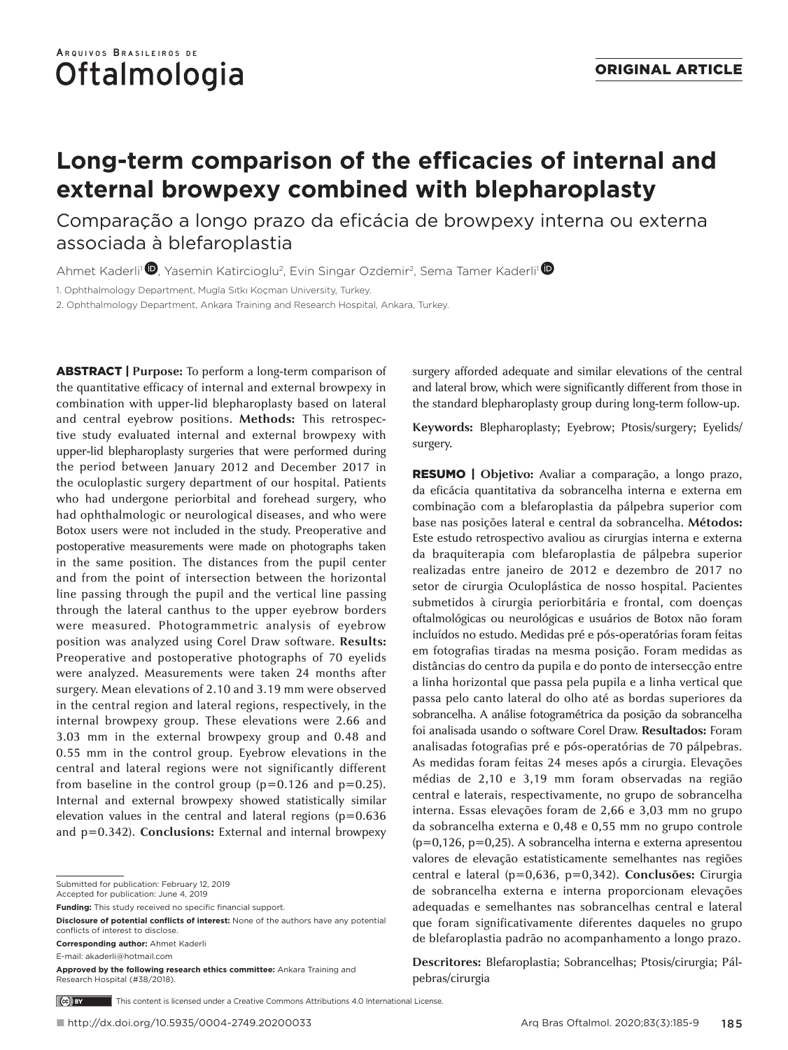Arquivos Brasileiros de Oftalmologia

**ORIGINAL ARTICLE**

# Long-term comparison of the efficacies of internal and external browpexy combined with blepharoplasty

## Comparação a longo prazo da eficácia de browpexy interna ou externa associada à blefaroplastia

Ahmet Kaderli[1], Yasemin Katircioglu[2], Evin Singar Ozdemir[2], Sema Tamer Kaderli[1]

1. Ophthalmology Department, Mugla Sıtkı Koçman University, Turkey.
2. Ophthalmology Department, Ankara Training and Research Hospital, Ankara, Turkey.

**ABSTRACT | Purpose:** To perform a long-term comparison of the quantitative efficacy of internal and external browpexy in combination with upper-lid blepharoplasty based on lateral and central eyebrow positions. **Methods:** This retrospective study evaluated internal and external browpexy with upper-lid blepharoplasty surgeries that were performed during the period between January 2012 and December 2017 in the oculoplastic surgery department of our hospital. Patients who had undergone periorbital and forehead surgery, who had ophthalmologic or neurological diseases, and who were Botox users were not included in the study. Preoperative and postoperative measurements were made on photographs taken in the same position. The distances from the pupil center and from the point of intersection between the horizontal line passing through the pupil and the vertical line passing through the lateral canthus to the upper eyebrow borders were measured. Photogrammetric analysis of eyebrow position was analyzed using Corel Draw software. **Results:** Preoperative and postoperative photographs of 70 eyelids were analyzed. Measurements were taken 24 months after surgery. Mean elevations of 2.10 and 3.19 mm were observed in the central region and lateral regions, respectively, in the internal browpexy group. These elevations were 2.66 and 3.03 mm in the external browpexy group and 0.48 and 0.55 mm in the control group. Eyebrow elevations in the central and lateral regions were not significantly different from baseline in the control group ($p=0.126$ and $p=0.25$). Internal and external browpexy showed statistically similar elevation values in the central and lateral regions ($p=0.636$ and $p=0.342$). **Conclusions:** External and internal browpexy surgery afforded adequate and similar elevations of the central and lateral brow, which were significantly different from those in the standard blepharoplasty group during long-term follow-up.

**Keywords:** Blepharoplasty; Eyebrow; Ptosis/surgery; Eyelids/surgery.

**RESUMO | Objetivo:** Avaliar a comparação, a longo prazo, da eficácia quantitativa da sobrancelha interna e externa em combinação com a blefaroplastia da pálpebra superior com base nas posições lateral e central da sobrancelha. **Métodos:** Este estudo retrospectivo avaliou as cirurgias interna e externa da braquiterapia com blefaroplastia de pálpebra superior realizadas entre janeiro de 2012 e dezembro de 2017 no setor de cirurgia Oculoplástica de nosso hospital. Pacientes submetidos à cirurgia periorbitária e frontal, com doenças oftalmológicas ou neurológicas e usuários de Botox não foram incluídos no estudo. Medidas pré e pós-operatórias foram feitas em fotografias tiradas na mesma posição. Foram medidas as distâncias do centro da pupila e do ponto de intersecção entre a linha horizontal que passa pela pupila e a linha vertical que passa pelo canto lateral do olho até as bordas superiores da sobrancelha. A análise fotogramétrica da posição da sobrancelha foi analisada usando o software Corel Draw. **Resultados:** Foram analisadas fotografias pré e pós-operatórias de 70 pálpebras. As medidas foram feitas 24 meses após a cirurgia. Elevações médias de 2,10 e 3,19 mm foram observadas na região central e laterais, respectivamente, no grupo de sobrancelha interna. Essas elevações foram de 2,66 e 3,03 mm no grupo da sobrancelha externa e 0,48 e 0,55 mm no grupo controle ($p=0,126$, $p=0,25$). A sobrancelha interna e externa apresentou valores de elevação estatisticamente semelhantes nas regiões central e lateral ($p=0,636$, $p=0,342$). **Conclusões:** Cirurgia de sobrancelha externa e interna proporcionam elevações adequadas e semelhantes nas sobrancelhas central e lateral que foram significativamente diferentes daqueles no grupo de blefaroplastia padrão no acompanhamento a longo prazo.

**Descritores:** Blefaroplastia; Sobrancelhas; Ptosis/cirurgia; Pálpebras/cirurgia

Submitted for publication: February 12, 2019
Accepted for publication: June 4, 2019

**Funding:** This study received no specific financial support.

**Disclosure of potential conflicts of interest:** None of the authors have any potential conflicts of interest to disclose.

**Corresponding author:** Ahmet Kaderli
E-mail: akaderli@hotmail.com

**Approved by the following research ethics committee:** Ankara Training and Research Hospital (#38/2018).

This content is licensed under a Creative Commons Attributions 4.0 International License.

http://dx.doi.org/10.5935/0004-2749.20200033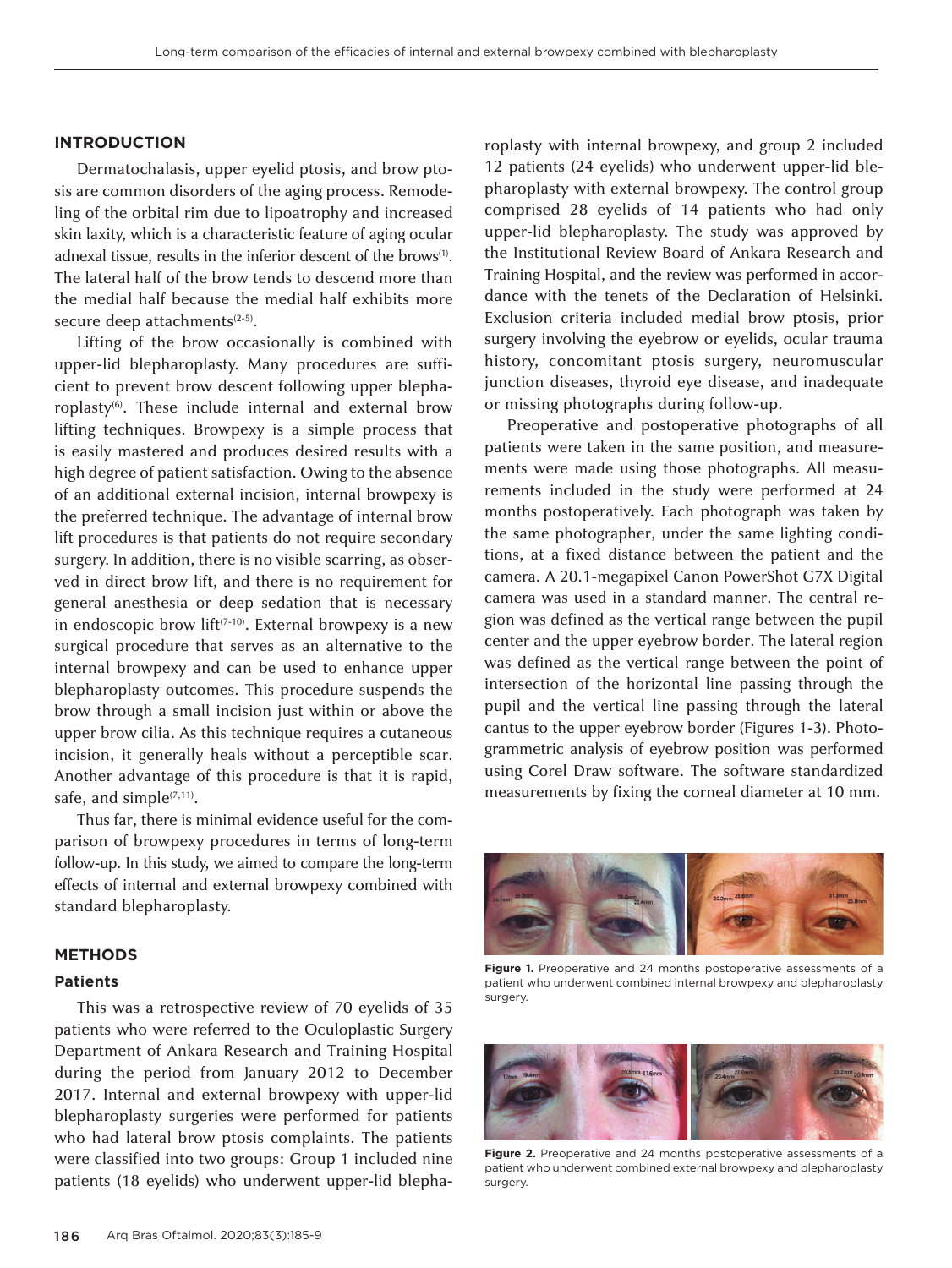## INTRODUCTION

Dermatochalasis, upper eyelid ptosis, and brow ptosis are common disorders of the aging process. Remodeling of the orbital rim due to lipoatrophy and increased skin laxity, which is a characteristic feature of aging ocular adnexal tissue, results in the inferior descent of the brows[1]. The lateral half of the brow tends to descend more than the medial half because the medial half exhibits more secure deep attachments[2-5].

Lifting of the brow occasionally is combined with upper-lid blepharoplasty. Many procedures are sufficient to prevent brow descent following upper blepharoplasty[6]. These include internal and external brow lifting techniques. Browpexy is a simple process that is easily mastered and produces desired results with a high degree of patient satisfaction. Owing to the absence of an additional external incision, internal browpexy is the preferred technique. The advantage of internal brow lift procedures is that patients do not require secondary surgery. In addition, there is no visible scarring, as observed in direct brow lift, and there is no requirement for general anesthesia or deep sedation that is necessary in endoscopic brow lift[7-10]. External browpexy is a new surgical procedure that serves as an alternative to the internal browpexy and can be used to enhance upper blepharoplasty outcomes. This procedure suspends the brow through a small incision just within or above the upper brow cilia. As this technique requires a cutaneous incision, it generally heals without a perceptible scar. Another advantage of this procedure is that it is rapid, safe, and simple[7,11].

Thus far, there is minimal evidence useful for the comparison of browpexy procedures in terms of long-term follow-up. In this study, we aimed to compare the long-term effects of internal and external browpexy combined with standard blepharoplasty.

## METHODS

### Patients

This was a retrospective review of 70 eyelids of 35 patients who were referred to the Oculoplastic Surgery Department of Ankara Research and Training Hospital during the period from January 2012 to December 2017. Internal and external browpexy with upper-lid blepharoplasty surgeries were performed for patients who had lateral brow ptosis complaints. The patients were classified into two groups: Group 1 included nine patients (18 eyelids) who underwent upper-lid blepharoplasty with internal browpexy, and group 2 included 12 patients (24 eyelids) who underwent upper-lid blepharoplasty with external browpexy. The control group comprised 28 eyelids of 14 patients who had only upper-lid blepharoplasty. The study was approved by the Institutional Review Board of Ankara Research and Training Hospital, and the review was performed in accordance with the tenets of the Declaration of Helsinki. Exclusion criteria included medial brow ptosis, prior surgery involving the eyebrow or eyelids, ocular trauma history, concomitant ptosis surgery, neuromuscular junction diseases, thyroid eye disease, and inadequate or missing photographs during follow-up.

Preoperative and postoperative photographs of all patients were taken in the same position, and measurements were made using those photographs. All measurements included in the study were performed at 24 months postoperatively. Each photograph was taken by the same photographer, under the same lighting conditions, at a fixed distance between the patient and the camera. A 20.1-megapixel Canon PowerShot G7X Digital camera was used in a standard manner. The central region was defined as the vertical range between the pupil center and the upper eyebrow border. The lateral region was defined as the vertical range between the point of intersection of the horizontal line passing through the pupil and the vertical line passing through the lateral cantus to the upper eyebrow border (Figures 1-3). Photogrammetric analysis of eyebrow position was performed using Corel Draw software. The software standardized measurements by fixing the corneal diameter at 10 mm.

**Figure 1.** Preoperative and 24 months postoperative assessments of a patient who underwent combined internal browpexy and blepharoplasty surgery.

**Figure 2.** Preoperative and 24 months postoperative assessments of a patient who underwent combined external browpexy and blepharoplasty surgery.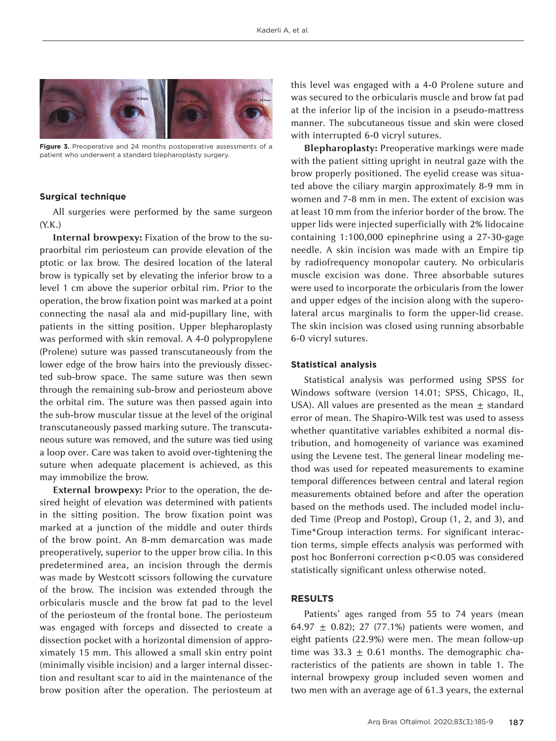Figure 3. Preoperative and 24 months postoperative assessments of a patient who underwent a standard blepharoplasty surgery.

### Surgical technique

All surgeries were performed by the same surgeon (Y.K.)

**Internal browpexy:** Fixation of the brow to the supraorbital rim periosteum can provide elevation of the ptotic or lax brow. The desired location of the lateral brow is typically set by elevating the inferior brow to a level 1 cm above the superior orbital rim. Prior to the operation, the brow fixation point was marked at a point connecting the nasal ala and mid-pupillary line, with patients in the sitting position. Upper blepharoplasty was performed with skin removal. A 4-0 polypropylene (Prolene) suture was passed transcutaneously from the lower edge of the brow hairs into the previously dissected sub-brow space. The same suture was then sewn through the remaining sub-brow and periosteum above the orbital rim. The suture was then passed again into the sub-brow muscular tissue at the level of the original transcutaneously passed marking suture. The transcutaneous suture was removed, and the suture was tied using a loop over. Care was taken to avoid over-tightening the suture when adequate placement is achieved, as this may immobilize the brow.

**External browpexy:** Prior to the operation, the desired height of elevation was determined with patients in the sitting position. The brow fixation point was marked at a junction of the middle and outer thirds of the brow point. An 8-mm demarcation was made preoperatively, superior to the upper brow cilia. In this predetermined area, an incision through the dermis was made by Westcott scissors following the curvature of the brow. The incision was extended through the orbicularis muscle and the brow fat pad to the level of the periosteum of the frontal bone. The periosteum was engaged with forceps and dissected to create a dissection pocket with a horizontal dimension of approximately 15 mm. This allowed a small skin entry point (minimally visible incision) and a larger internal dissection and resultant scar to aid in the maintenance of the brow position after the operation. The periosteum at this level was engaged with a 4-0 Prolene suture and was secured to the orbicularis muscle and brow fat pad at the inferior lip of the incision in a pseudo-mattress manner. The subcutaneous tissue and skin were closed with interrupted 6-0 vicryl sutures.

**Blepharoplasty:** Preoperative markings were made with the patient sitting upright in neutral gaze with the brow properly positioned. The eyelid crease was situated above the ciliary margin approximately 8-9 mm in women and 7-8 mm in men. The extent of excision was at least 10 mm from the inferior border of the brow. The upper lids were injected superficially with 2% lidocaine containing 1:100,000 epinephrine using a 27-30-gage needle. A skin incision was made with an Empire tip by radiofrequency monopolar cautery. No orbicularis muscle excision was done. Three absorbable sutures were used to incorporate the orbicularis from the lower and upper edges of the incision along with the superolateral arcus marginalis to form the upper-lid crease. The skin incision was closed using running absorbable 6-0 vicryl sutures.

### Statistical analysis

Statistical analysis was performed using SPSS for Windows software (version 14.01; SPSS, Chicago, IL, USA). All values are presented as the mean ± standard error of mean. The Shapiro-Wilk test was used to assess whether quantitative variables exhibited a normal distribution, and homogeneity of variance was examined using the Levene test. The general linear modeling method was used for repeated measurements to examine temporal differences between central and lateral region measurements obtained before and after the operation based on the methods used. The included model included Time (Preop and Postop), Group (1, 2, and 3), and Time*Group interaction terms. For significant interaction terms, simple effects analysis was performed with post hoc Bonferroni correction $p<0.05$ was considered statistically significant unless otherwise noted.

## RESULTS

Patients' ages ranged from 55 to 74 years (mean 64.97 ± 0.82); 27 (77.1%) patients were women, and eight patients (22.9%) were men. The mean follow-up time was 33.3 ± 0.61 months. The demographic characteristics of the patients are shown in table 1. The internal browpexy group included seven women and two men with an average age of 61.3 years, the external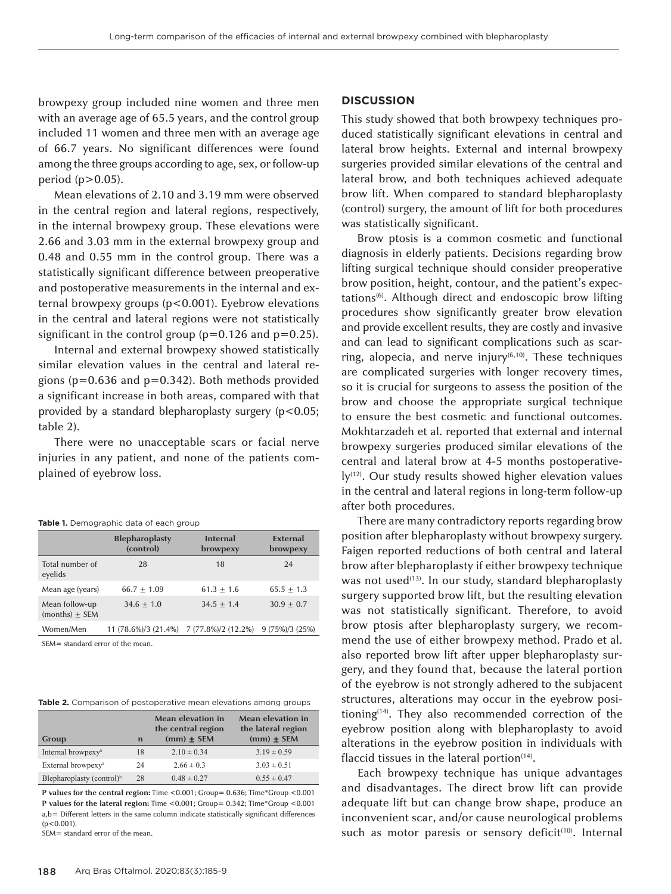browpexy group included nine women and three men with an average age of 65.5 years, and the control group included 11 women and three men with an average age of 66.7 years. No significant differences were found among the three groups according to age, sex, or follow-up period ($p>0.05$).

Mean elevations of 2.10 and 3.19 mm were observed in the central region and lateral regions, respectively, in the internal browpexy group. These elevations were 2.66 and 3.03 mm in the external browpexy group and 0.48 and 0.55 mm in the control group. There was a statistically significant difference between preoperative and postoperative measurements in the internal and external browpexy groups ($p<0.001$). Eyebrow elevations in the central and lateral regions were not statistically significant in the control group ($p=0.126$ and $p=0.25$).

Internal and external browpexy showed statistically similar elevation values in the central and lateral regions ($p=0.636$ and $p=0.342$). Both methods provided a significant increase in both areas, compared with that provided by a standard blepharoplasty surgery ($p<0.05$; table 2).

There were no unacceptable scars or facial nerve injuries in any patient, and none of the patients complained of eyebrow loss.

**Table 1.** Demographic data of each group

| | Blepharoplasty (control) | Internal browpexy | External browpexy |
|---|---|---|---|
| Total number of eyelids | 28 | 18 | 24 |
| Mean age (years) | 66.7 ± 1.09 | 61.3 ± 1.6 | 65.5 ± 1.3 |
| Mean follow-up (months) ± SEM | 34.6 ± 1.0 | 34.5 ± 1.4 | 30.9 ± 0.7 |
| Women/Men | 11 (78.6%)/3 (21.4%) | 7 (77.8%)/2 (12.2%) | 9 (75%)/3 (25%) |

SEM= standard error of the mean.

**Table 2.** Comparison of postoperative mean elevations among groups

| Group | n | Mean elevation in the central region (mm) ± SEM | Mean elevation in the lateral region (mm) ± SEM |
|---|---|---|---|
| Internal browpexy[a] | 18 | 2.10 ± 0.34 | 3.19 ± 0.59 |
| External browpexy[a] | 24 | 2.66 ± 0.3 | 3.03 ± 0.51 |
| Blepharoplasty (control)[b] | 28 | 0.48 ± 0.27 | 0.55 ± 0.47 |

**P values for the central region:** Time <0.001; Group= 0.636; Time*Group <0.001
**P values for the lateral region:** Time <0.001; Group= 0.342; Time*Group <0.001
a,b= Different letters in the same column indicate statistically significant differences ($p<0.001$).
SEM= standard error of the mean.

## DISCUSSION

This study showed that both browpexy techniques produced statistically significant elevations in central and lateral brow heights. External and internal browpexy surgeries provided similar elevations of the central and lateral brow, and both techniques achieved adequate brow lift. When compared to standard blepharoplasty (control) surgery, the amount of lift for both procedures was statistically significant.

Brow ptosis is a common cosmetic and functional diagnosis in elderly patients. Decisions regarding brow lifting surgical technique should consider preoperative brow position, height, contour, and the patient's expectations[6]. Although direct and endoscopic brow lifting procedures show significantly greater brow elevation and provide excellent results, they are costly and invasive and can lead to significant complications such as scarring, alopecia, and nerve injury[6,10]. These techniques are complicated surgeries with longer recovery times, so it is crucial for surgeons to assess the position of the brow and choose the appropriate surgical technique to ensure the best cosmetic and functional outcomes. Mokhtarzadeh et al. reported that external and internal browpexy surgeries produced similar elevations of the central and lateral brow at 4-5 months postoperatively[12]. Our study results showed higher elevation values in the central and lateral regions in long-term follow-up after both procedures.

There are many contradictory reports regarding brow position after blepharoplasty without browpexy surgery. Faigen reported reductions of both central and lateral brow after blepharoplasty if either browpexy technique was not used[13]. In our study, standard blepharoplasty surgery supported brow lift, but the resulting elevation was not statistically significant. Therefore, to avoid brow ptosis after blepharoplasty surgery, we recommend the use of either browpexy method. Prado et al. also reported brow lift after upper blepharoplasty surgery, and they found that, because the lateral portion of the eyebrow is not strongly adhered to the subjacent structures, alterations may occur in the eyebrow positioning[14]. They also recommended correction of the eyebrow position along with blepharoplasty to avoid alterations in the eyebrow position in individuals with flaccid tissues in the lateral portion[14].

Each browpexy technique has unique advantages and disadvantages. The direct brow lift can provide adequate lift but can change brow shape, produce an inconvenient scar, and/or cause neurological problems such as motor paresis or sensory deficit[10]. Internal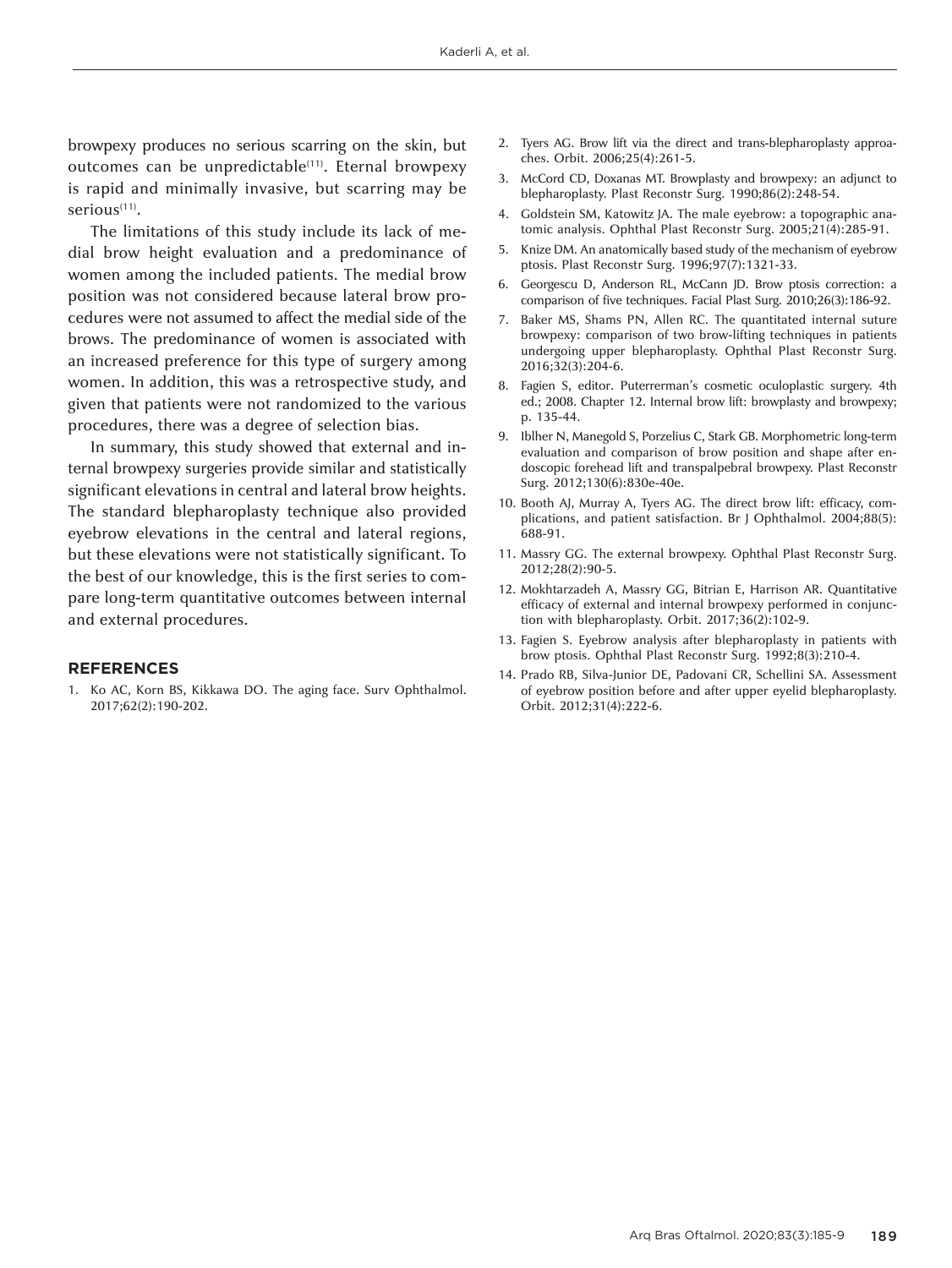browpexy produces no serious scarring on the skin, but outcomes can be unpredictable[11]. Eternal browpexy is rapid and minimally invasive, but scarring may be serious[11].

The limitations of this study include its lack of medial brow height evaluation and a predominance of women among the included patients. The medial brow position was not considered because lateral brow procedures were not assumed to affect the medial side of the brows. The predominance of women is associated with an increased preference for this type of surgery among women. In addition, this was a retrospective study, and given that patients were not randomized to the various procedures, there was a degree of selection bias.

In summary, this study showed that external and internal browpexy surgeries provide similar and statistically significant elevations in central and lateral brow heights. The standard blepharoplasty technique also provided eyebrow elevations in the central and lateral regions, but these elevations were not statistically significant. To the best of our knowledge, this is the first series to compare long-term quantitative outcomes between internal and external procedures.

## REFERENCES

1. Ko AC, Korn BS, Kikkawa DO. The aging face. Surv Ophthalmol. 2017;62(2):190-202.
2. Tyers AG. Brow lift via the direct and trans-blepharoplasty approaches. Orbit. 2006;25(4):261-5.
3. McCord CD, Doxanas MT. Browplasty and browpexy: an adjunct to blepharoplasty. Plast Reconstr Surg. 1990;86(2):248-54.
4. Goldstein SM, Katowitz JA. The male eyebrow: a topographic anatomic analysis. Ophthal Plast Reconstr Surg. 2005;21(4):285-91.
5. Knize DM. An anatomically based study of the mechanism of eyebrow ptosis. Plast Reconstr Surg. 1996;97(7):1321-33.
6. Georgescu D, Anderson RL, McCann JD. Brow ptosis correction: a comparison of five techniques. Facial Plast Surg. 2010;26(3):186-92.
7. Baker MS, Shams PN, Allen RC. The quantitated internal suture browpexy: comparison of two brow-lifting techniques in patients undergoing upper blepharoplasty. Ophthal Plast Reconstr Surg. 2016;32(3):204-6.
8. Fagien S, editor. Puterrerman's cosmetic oculoplastic surgery. 4th ed.; 2008. Chapter 12. Internal brow lift: browplasty and browpexy; p. 135-44.
9. Iblher N, Manegold S, Porzelius C, Stark GB. Morphometric long-term evaluation and comparison of brow position and shape after endoscopic forehead lift and transpalpebral browpexy. Plast Reconstr Surg. 2012;130(6):830e-40e.
10. Booth AJ, Murray A, Tyers AG. The direct brow lift: efficacy, complications, and patient satisfaction. Br J Ophthalmol. 2004;88(5): 688-91.
11. Massry GG. The external browpexy. Ophthal Plast Reconstr Surg. 2012;28(2):90-5.
12. Mokhtarzadeh A, Massry GG, Bitrian E, Harrison AR. Quantitative efficacy of external and internal browpexy performed in conjunction with blepharoplasty. Orbit. 2017;36(2):102-9.
13. Fagien S. Eyebrow analysis after blepharoplasty in patients with brow ptosis. Ophthal Plast Reconstr Surg. 1992;8(3):210-4.
14. Prado RB, Silva-Junior DE, Padovani CR, Schellini SA. Assessment of eyebrow position before and after upper eyelid blepharoplasty. Orbit. 2012;31(4):222-6.